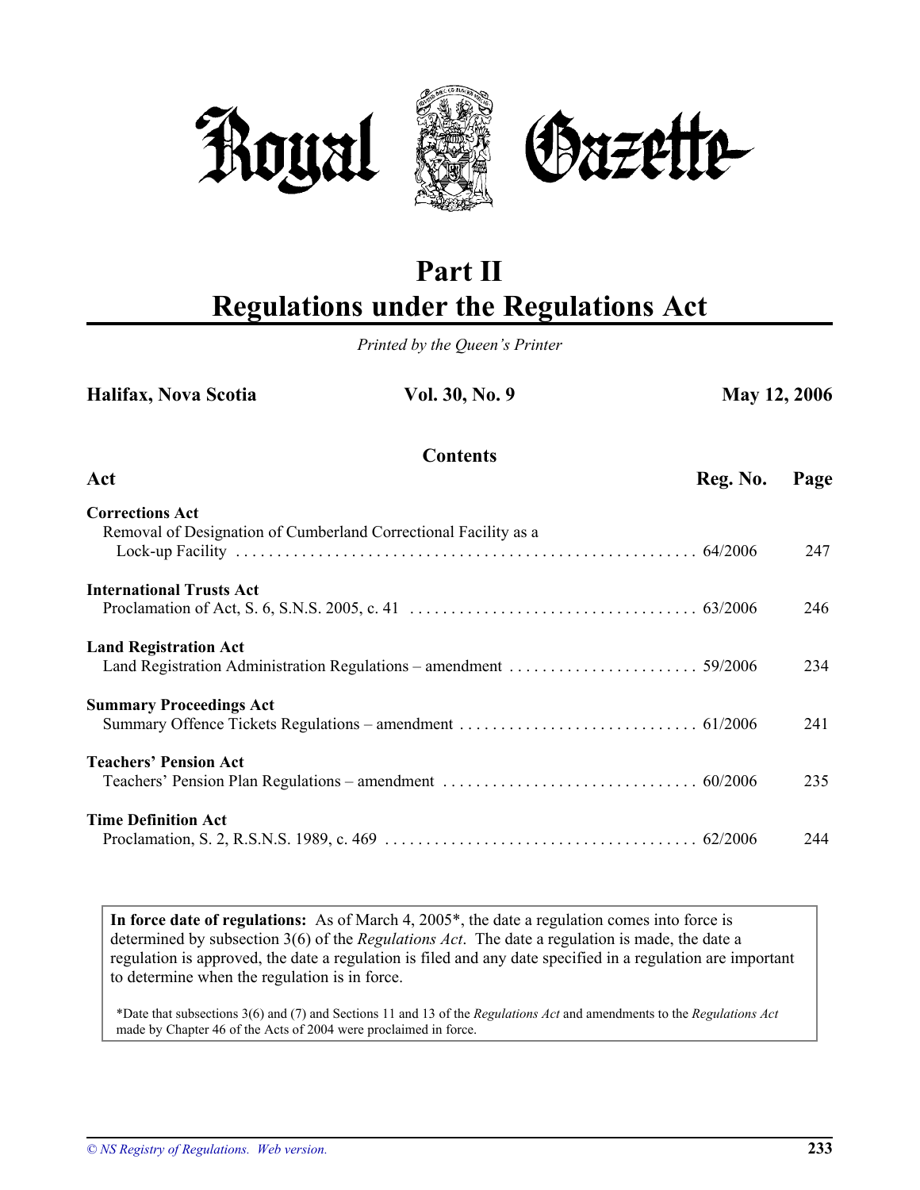# Royal Gazette

## Part II
## Regulations under the Regulations Act

*Printed by the Queen's Printer*

**Halifax, Nova Scotia** | **Vol. 30, No. 9** | **May 12, 2006**

### Contents

| Act | Reg. No. | Page |
|---|---|---|
| **Corrections Act** | | |
| Removal of Designation of Cumberland Correctional Facility as a Lock-up Facility | 64/2006 | 247 |
| **International Trusts Act** | | |
| Proclamation of Act, S. 6, S.N.S. 2005, c. 41 | 63/2006 | 246 |
| **Land Registration Act** | | |
| Land Registration Administration Regulations – amendment | 59/2006 | 234 |
| **Summary Proceedings Act** | | |
| Summary Offence Tickets Regulations – amendment | 61/2006 | 241 |
| **Teachers' Pension Act** | | |
| Teachers' Pension Plan Regulations – amendment | 60/2006 | 235 |
| **Time Definition Act** | | |
| Proclamation, S. 2, R.S.N.S. 1989, c. 469 | 62/2006 | 244 |

**In force date of regulations:** As of March 4, 2005*, the date a regulation comes into force is determined by subsection 3(6) of the *Regulations Act*. The date a regulation is made, the date a regulation is approved, the date a regulation is filed and any date specified in a regulation are important to determine when the regulation is in force.

*Date that subsections 3(6) and (7) and Sections 11 and 13 of the *Regulations Act* and amendments to the *Regulations Act* made by Chapter 46 of the Acts of 2004 were proclaimed in force.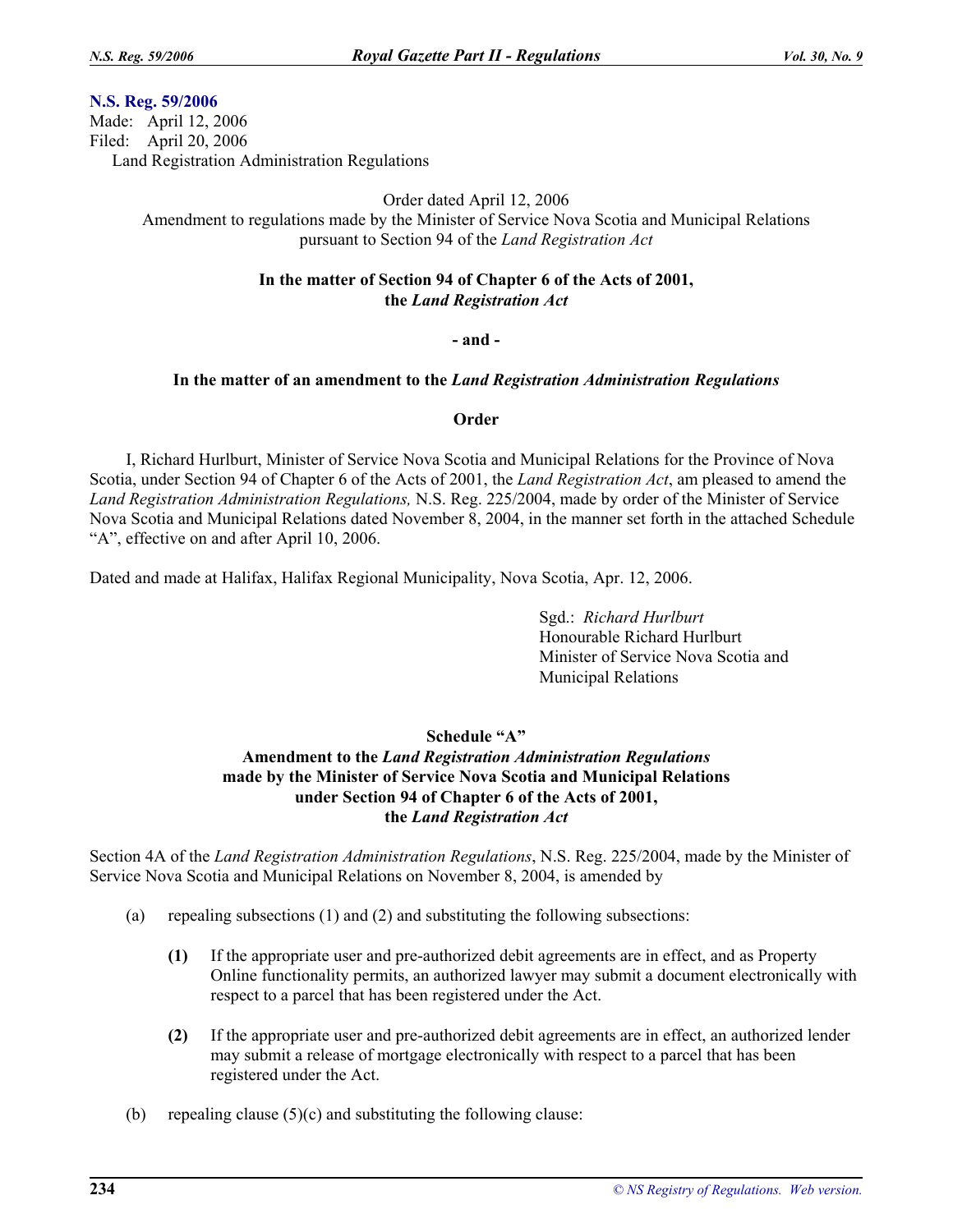**N.S. Reg. 59/2006**
Made: April 12, 2006
Filed: April 20, 2006
Land Registration Administration Regulations

Order dated April 12, 2006
Amendment to regulations made by the Minister of Service Nova Scotia and Municipal Relations pursuant to Section 94 of the *Land Registration Act*

**In the matter of Section 94 of Chapter 6 of the Acts of 2001, the *Land Registration Act***

**- and -**

**In the matter of an amendment to the *Land Registration Administration Regulations***

**Order**

I, Richard Hurlburt, Minister of Service Nova Scotia and Municipal Relations for the Province of Nova Scotia, under Section 94 of Chapter 6 of the Acts of 2001, the *Land Registration Act*, am pleased to amend the *Land Registration Administration Regulations,* N.S. Reg. 225/2004, made by order of the Minister of Service Nova Scotia and Municipal Relations dated November 8, 2004, in the manner set forth in the attached Schedule "A", effective on and after April 10, 2006.

Dated and made at Halifax, Halifax Regional Municipality, Nova Scotia, Apr. 12, 2006.

Sgd.: *Richard Hurlburt*
Honourable Richard Hurlburt
Minister of Service Nova Scotia and
Municipal Relations

**Schedule "A"**
**Amendment to the *Land Registration Administration Regulations* made by the Minister of Service Nova Scotia and Municipal Relations under Section 94 of Chapter 6 of the Acts of 2001, the *Land Registration Act***

Section 4A of the *Land Registration Administration Regulations*, N.S. Reg. 225/2004, made by the Minister of Service Nova Scotia and Municipal Relations on November 8, 2004, is amended by

(a) repealing subsections (1) and (2) and substituting the following subsections:

> **(1)** If the appropriate user and pre-authorized debit agreements are in effect, and as Property Online functionality permits, an authorized lawyer may submit a document electronically with respect to a parcel that has been registered under the Act.
>
> **(2)** If the appropriate user and pre-authorized debit agreements are in effect, an authorized lender may submit a release of mortgage electronically with respect to a parcel that has been registered under the Act.

(b) repealing clause (5)(c) and substituting the following clause: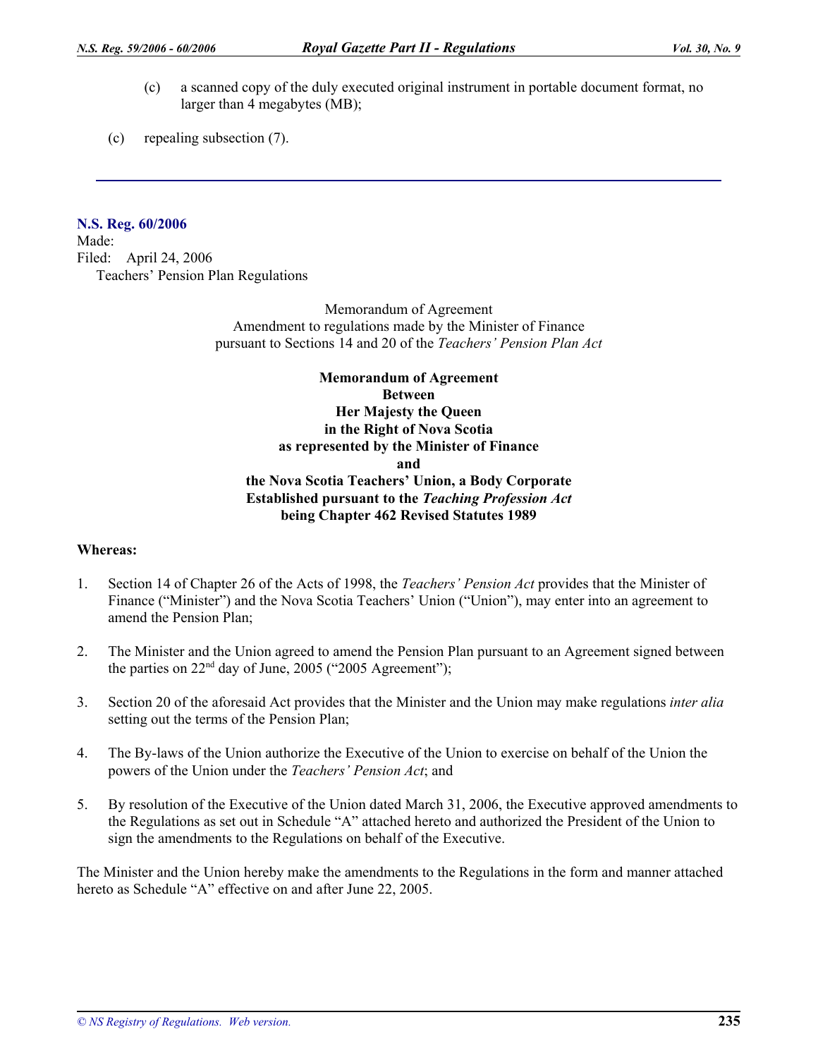(c) a scanned copy of the duly executed original instrument in portable document format, no larger than 4 megabytes (MB);

(c) repealing subsection (7).

---

**N.S. Reg. 60/2006**

Made:

Filed: April 24, 2006

Teachers' Pension Plan Regulations

Memorandum of Agreement
Amendment to regulations made by the Minister of Finance
pursuant to Sections 14 and 20 of the *Teachers' Pension Plan Act*

**Memorandum of Agreement**
**Between**
**Her Majesty the Queen**
**in the Right of Nova Scotia**
**as represented by the Minister of Finance**
**and**
**the Nova Scotia Teachers' Union, a Body Corporate**
**Established pursuant to the *Teaching Profession Act***
**being Chapter 462 Revised Statutes 1989**

**Whereas:**

1. Section 14 of Chapter 26 of the Acts of 1998, the *Teachers' Pension Act* provides that the Minister of Finance ("Minister") and the Nova Scotia Teachers' Union ("Union"), may enter into an agreement to amend the Pension Plan;

2. The Minister and the Union agreed to amend the Pension Plan pursuant to an Agreement signed between the parties on 22nd day of June, 2005 ("2005 Agreement");

3. Section 20 of the aforesaid Act provides that the Minister and the Union may make regulations *inter alia* setting out the terms of the Pension Plan;

4. The By-laws of the Union authorize the Executive of the Union to exercise on behalf of the Union the powers of the Union under the *Teachers' Pension Act*; and

5. By resolution of the Executive of the Union dated March 31, 2006, the Executive approved amendments to the Regulations as set out in Schedule "A" attached hereto and authorized the President of the Union to sign the amendments to the Regulations on behalf of the Executive.

The Minister and the Union hereby make the amendments to the Regulations in the form and manner attached hereto as Schedule "A" effective on and after June 22, 2005.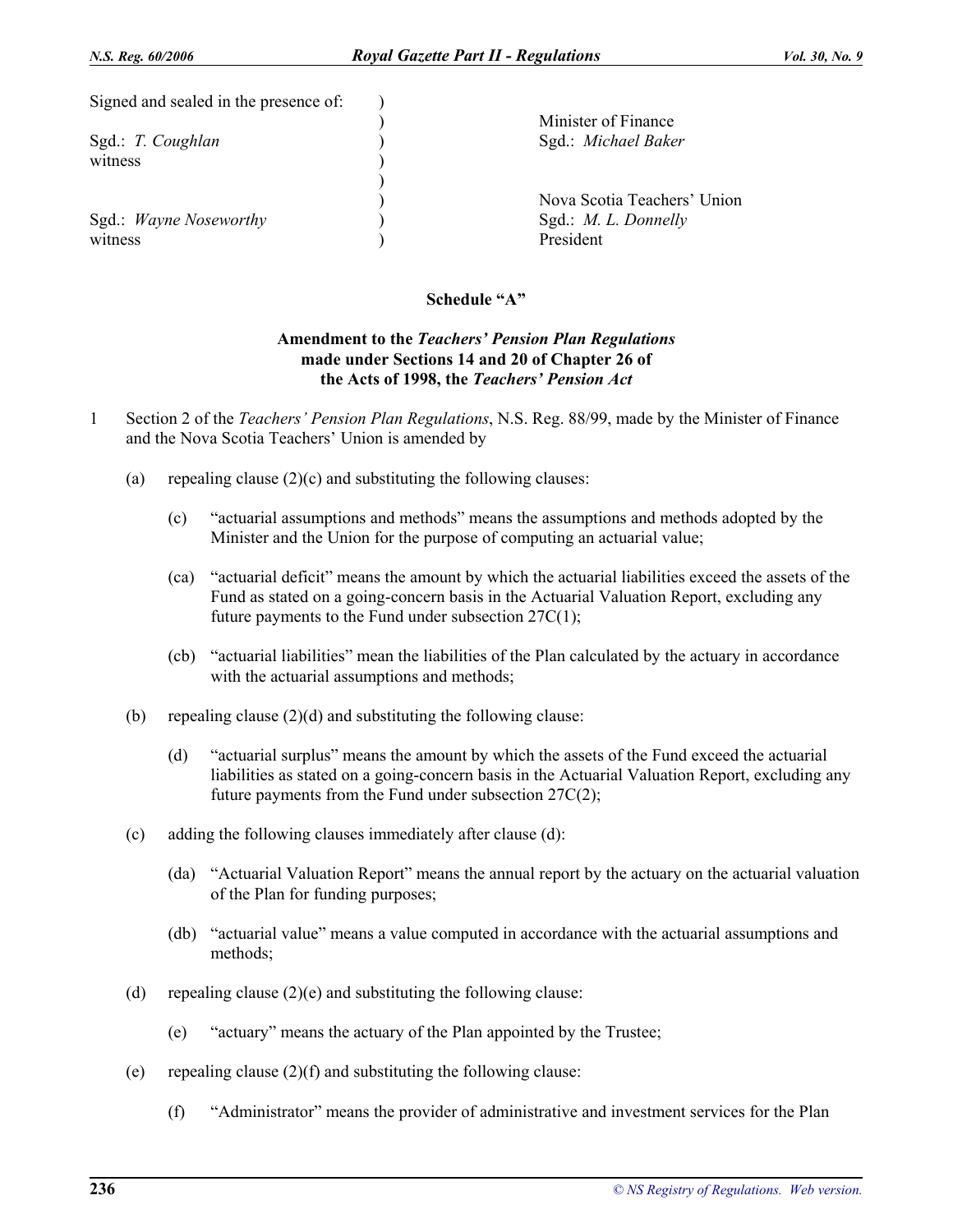Signed and sealed in the presence of:

Sgd.: *T. Coughlan*
witness

Minister of Finance
Sgd.: *Michael Baker*

Sgd.: *Wayne Noseworthy*
witness

Nova Scotia Teachers' Union
Sgd.: *M. L. Donnelly*
President

**Schedule "A"**

**Amendment to the *Teachers' Pension Plan Regulations* made under Sections 14 and 20 of Chapter 26 of the Acts of 1998, the *Teachers' Pension Act***

1 Section 2 of the *Teachers' Pension Plan Regulations*, N.S. Reg. 88/99, made by the Minister of Finance and the Nova Scotia Teachers' Union is amended by

(a) repealing clause (2)(c) and substituting the following clauses:

(c) "actuarial assumptions and methods" means the assumptions and methods adopted by the Minister and the Union for the purpose of computing an actuarial value;

(ca) "actuarial deficit" means the amount by which the actuarial liabilities exceed the assets of the Fund as stated on a going-concern basis in the Actuarial Valuation Report, excluding any future payments to the Fund under subsection 27C(1);

(cb) "actuarial liabilities" mean the liabilities of the Plan calculated by the actuary in accordance with the actuarial assumptions and methods;

(b) repealing clause (2)(d) and substituting the following clause:

(d) "actuarial surplus" means the amount by which the assets of the Fund exceed the actuarial liabilities as stated on a going-concern basis in the Actuarial Valuation Report, excluding any future payments from the Fund under subsection 27C(2);

(c) adding the following clauses immediately after clause (d):

(da) "Actuarial Valuation Report" means the annual report by the actuary on the actuarial valuation of the Plan for funding purposes;

(db) "actuarial value" means a value computed in accordance with the actuarial assumptions and methods;

(d) repealing clause (2)(e) and substituting the following clause:

(e) "actuary" means the actuary of the Plan appointed by the Trustee;

(e) repealing clause (2)(f) and substituting the following clause:

(f) "Administrator" means the provider of administrative and investment services for the Plan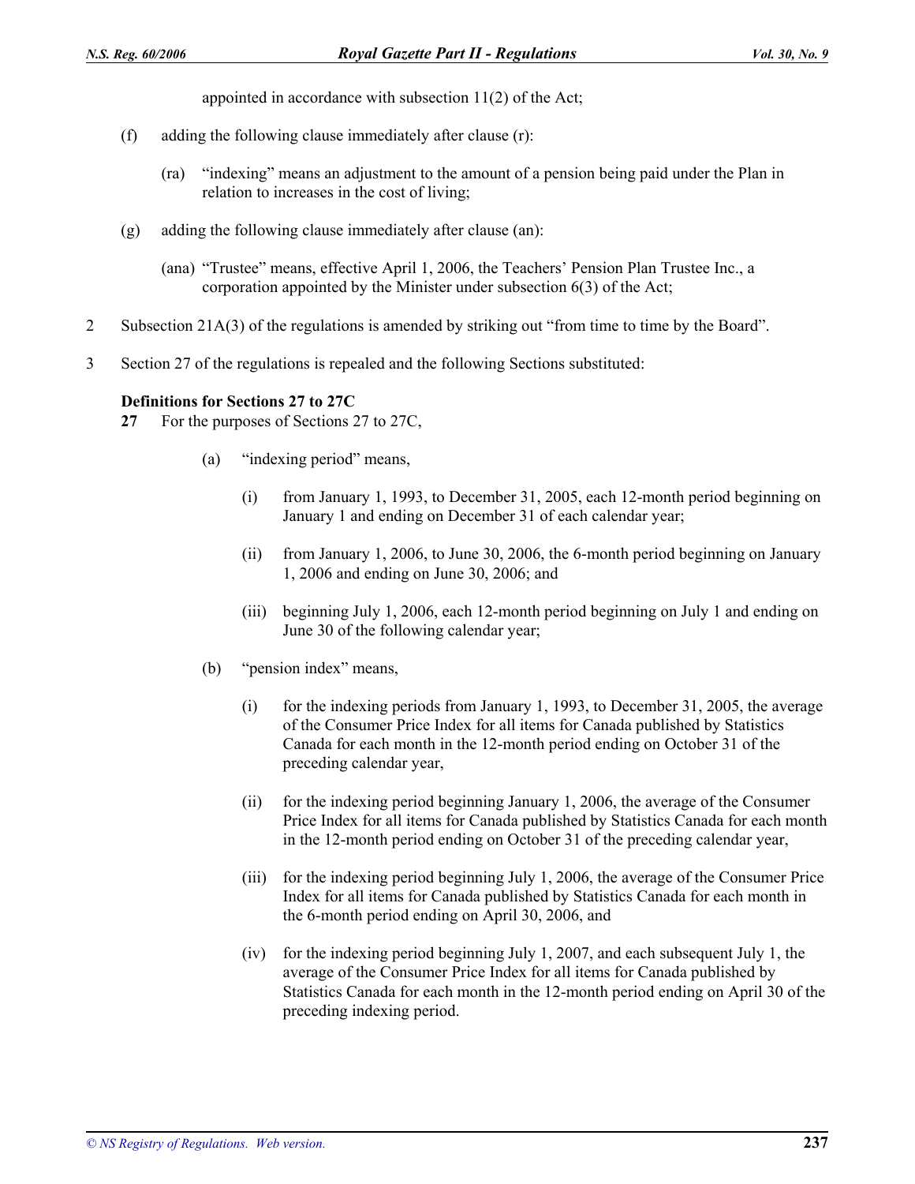appointed in accordance with subsection 11(2) of the Act;

(f) adding the following clause immediately after clause (r):

(ra) "indexing" means an adjustment to the amount of a pension being paid under the Plan in relation to increases in the cost of living;

(g) adding the following clause immediately after clause (an):

(ana) "Trustee" means, effective April 1, 2006, the Teachers' Pension Plan Trustee Inc., a corporation appointed by the Minister under subsection 6(3) of the Act;

2 Subsection 21A(3) of the regulations is amended by striking out "from time to time by the Board".

3 Section 27 of the regulations is repealed and the following Sections substituted:

**Definitions for Sections 27 to 27C**

**27** For the purposes of Sections 27 to 27C,

(a) "indexing period" means,

(i) from January 1, 1993, to December 31, 2005, each 12-month period beginning on January 1 and ending on December 31 of each calendar year;

(ii) from January 1, 2006, to June 30, 2006, the 6-month period beginning on January 1, 2006 and ending on June 30, 2006; and

(iii) beginning July 1, 2006, each 12-month period beginning on July 1 and ending on June 30 of the following calendar year;

(b) "pension index" means,

(i) for the indexing periods from January 1, 1993, to December 31, 2005, the average of the Consumer Price Index for all items for Canada published by Statistics Canada for each month in the 12-month period ending on October 31 of the preceding calendar year,

(ii) for the indexing period beginning January 1, 2006, the average of the Consumer Price Index for all items for Canada published by Statistics Canada for each month in the 12-month period ending on October 31 of the preceding calendar year,

(iii) for the indexing period beginning July 1, 2006, the average of the Consumer Price Index for all items for Canada published by Statistics Canada for each month in the 6-month period ending on April 30, 2006, and

(iv) for the indexing period beginning July 1, 2007, and each subsequent July 1, the average of the Consumer Price Index for all items for Canada published by Statistics Canada for each month in the 12-month period ending on April 30 of the preceding indexing period.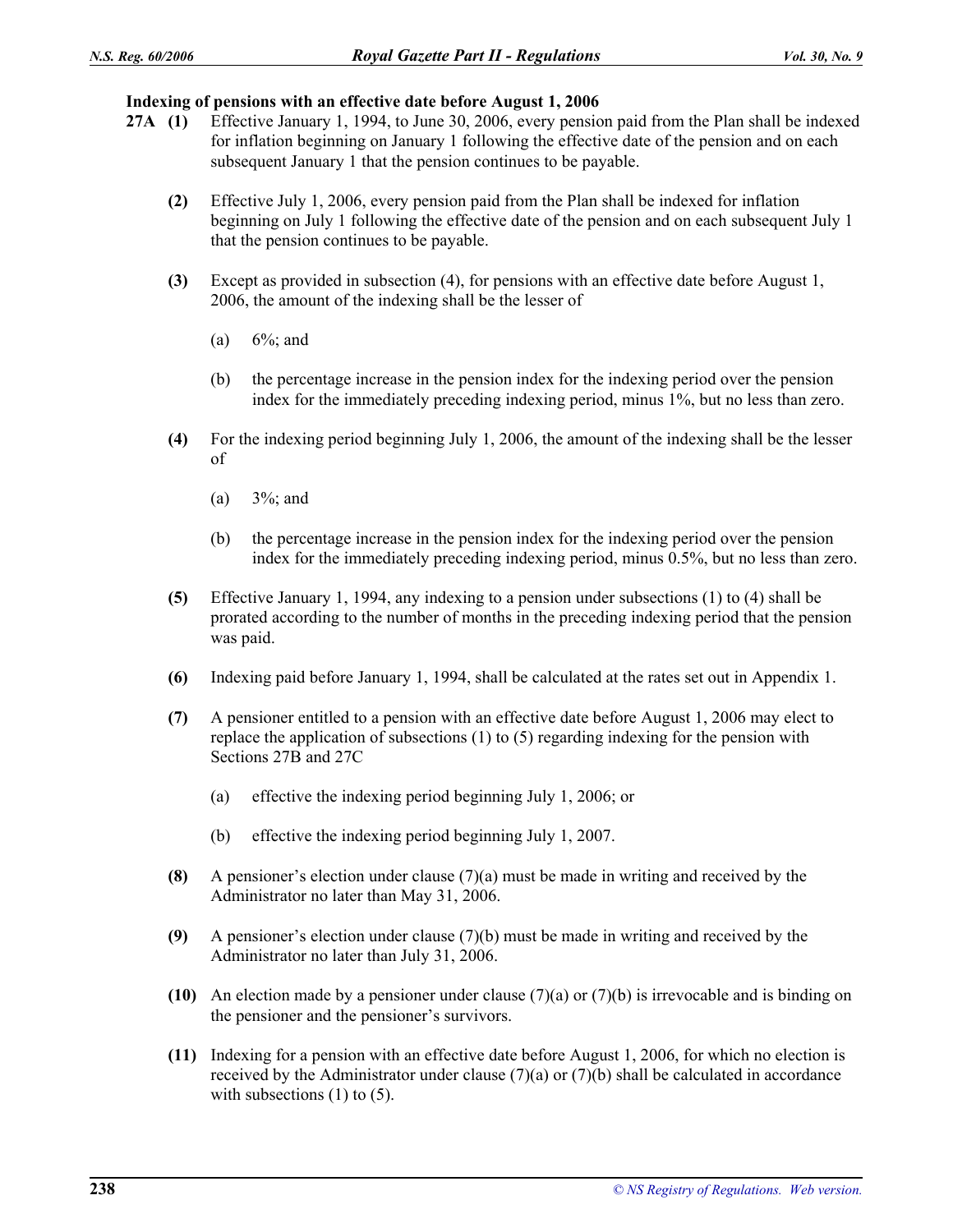### Indexing of pensions with an effective date before August 1, 2006

**27A (1)** Effective January 1, 1994, to June 30, 2006, every pension paid from the Plan shall be indexed for inflation beginning on January 1 following the effective date of the pension and on each subsequent January 1 that the pension continues to be payable.

**(2)** Effective July 1, 2006, every pension paid from the Plan shall be indexed for inflation beginning on July 1 following the effective date of the pension and on each subsequent July 1 that the pension continues to be payable.

**(3)** Except as provided in subsection (4), for pensions with an effective date before August 1, 2006, the amount of the indexing shall be the lesser of

(a) 6%; and

(b) the percentage increase in the pension index for the indexing period over the pension index for the immediately preceding indexing period, minus 1%, but no less than zero.

**(4)** For the indexing period beginning July 1, 2006, the amount of the indexing shall be the lesser of

(a) 3%; and

(b) the percentage increase in the pension index for the indexing period over the pension index for the immediately preceding indexing period, minus 0.5%, but no less than zero.

**(5)** Effective January 1, 1994, any indexing to a pension under subsections (1) to (4) shall be prorated according to the number of months in the preceding indexing period that the pension was paid.

**(6)** Indexing paid before January 1, 1994, shall be calculated at the rates set out in Appendix 1.

**(7)** A pensioner entitled to a pension with an effective date before August 1, 2006 may elect to replace the application of subsections (1) to (5) regarding indexing for the pension with Sections 27B and 27C

(a) effective the indexing period beginning July 1, 2006; or

(b) effective the indexing period beginning July 1, 2007.

**(8)** A pensioner's election under clause (7)(a) must be made in writing and received by the Administrator no later than May 31, 2006.

**(9)** A pensioner's election under clause (7)(b) must be made in writing and received by the Administrator no later than July 31, 2006.

**(10)** An election made by a pensioner under clause (7)(a) or (7)(b) is irrevocable and is binding on the pensioner and the pensioner's survivors.

**(11)** Indexing for a pension with an effective date before August 1, 2006, for which no election is received by the Administrator under clause (7)(a) or (7)(b) shall be calculated in accordance with subsections (1) to (5).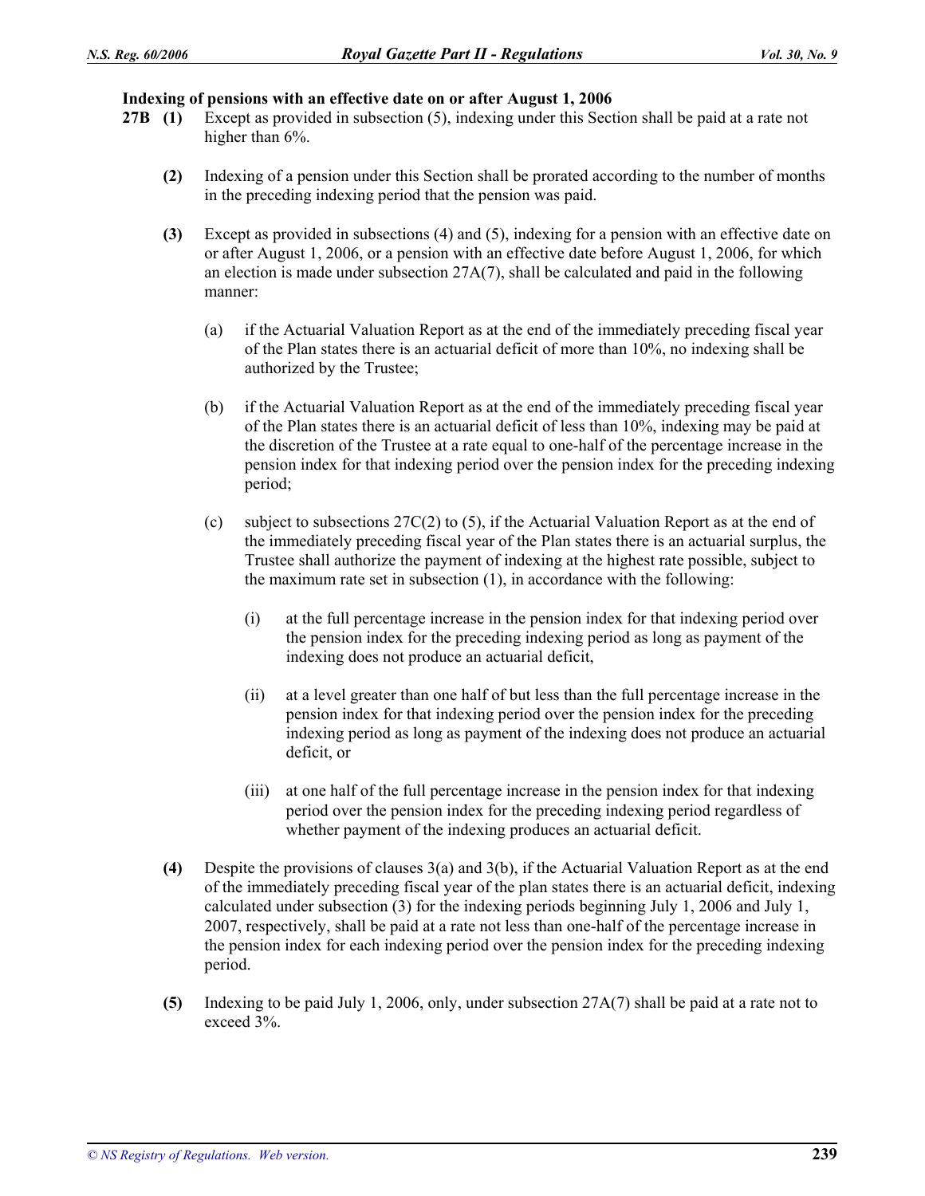**Indexing of pensions with an effective date on or after August 1, 2006**

**27B** **(1)** Except as provided in subsection (5), indexing under this Section shall be paid at a rate not higher than 6%.

**(2)** Indexing of a pension under this Section shall be prorated according to the number of months in the preceding indexing period that the pension was paid.

**(3)** Except as provided in subsections (4) and (5), indexing for a pension with an effective date on or after August 1, 2006, or a pension with an effective date before August 1, 2006, for which an election is made under subsection 27A(7), shall be calculated and paid in the following manner:

(a) if the Actuarial Valuation Report as at the end of the immediately preceding fiscal year of the Plan states there is an actuarial deficit of more than 10%, no indexing shall be authorized by the Trustee;

(b) if the Actuarial Valuation Report as at the end of the immediately preceding fiscal year of the Plan states there is an actuarial deficit of less than 10%, indexing may be paid at the discretion of the Trustee at a rate equal to one-half of the percentage increase in the pension index for that indexing period over the pension index for the preceding indexing period;

(c) subject to subsections 27C(2) to (5), if the Actuarial Valuation Report as at the end of the immediately preceding fiscal year of the Plan states there is an actuarial surplus, the Trustee shall authorize the payment of indexing at the highest rate possible, subject to the maximum rate set in subsection (1), in accordance with the following:

(i) at the full percentage increase in the pension index for that indexing period over the pension index for the preceding indexing period as long as payment of the indexing does not produce an actuarial deficit,

(ii) at a level greater than one half of but less than the full percentage increase in the pension index for that indexing period over the pension index for the preceding indexing period as long as payment of the indexing does not produce an actuarial deficit, or

(iii) at one half of the full percentage increase in the pension index for that indexing period over the pension index for the preceding indexing period regardless of whether payment of the indexing produces an actuarial deficit.

**(4)** Despite the provisions of clauses 3(a) and 3(b), if the Actuarial Valuation Report as at the end of the immediately preceding fiscal year of the plan states there is an actuarial deficit, indexing calculated under subsection (3) for the indexing periods beginning July 1, 2006 and July 1, 2007, respectively, shall be paid at a rate not less than one-half of the percentage increase in the pension index for each indexing period over the pension index for the preceding indexing period.

**(5)** Indexing to be paid July 1, 2006, only, under subsection 27A(7) shall be paid at a rate not to exceed 3%.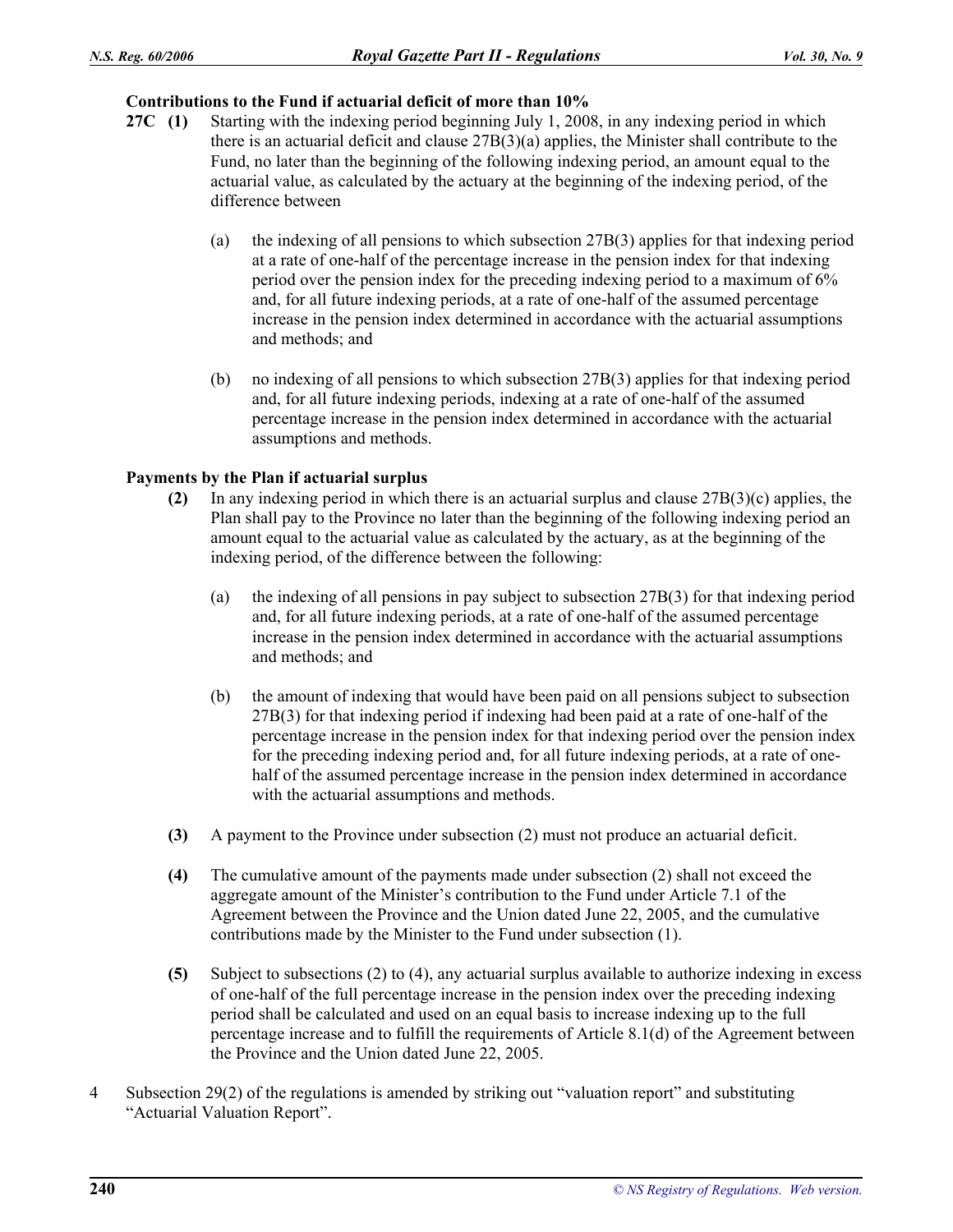**Contributions to the Fund if actuarial deficit of more than 10%**

**27C (1)** Starting with the indexing period beginning July 1, 2008, in any indexing period in which there is an actuarial deficit and clause 27B(3)(a) applies, the Minister shall contribute to the Fund, no later than the beginning of the following indexing period, an amount equal to the actuarial value, as calculated by the actuary at the beginning of the indexing period, of the difference between

(a) the indexing of all pensions to which subsection 27B(3) applies for that indexing period at a rate of one-half of the percentage increase in the pension index for that indexing period over the pension index for the preceding indexing period to a maximum of 6% and, for all future indexing periods, at a rate of one-half of the assumed percentage increase in the pension index determined in accordance with the actuarial assumptions and methods; and

(b) no indexing of all pensions to which subsection 27B(3) applies for that indexing period and, for all future indexing periods, indexing at a rate of one-half of the assumed percentage increase in the pension index determined in accordance with the actuarial assumptions and methods.

**Payments by the Plan if actuarial surplus**

**(2)** In any indexing period in which there is an actuarial surplus and clause 27B(3)(c) applies, the Plan shall pay to the Province no later than the beginning of the following indexing period an amount equal to the actuarial value as calculated by the actuary, as at the beginning of the indexing period, of the difference between the following:

(a) the indexing of all pensions in pay subject to subsection 27B(3) for that indexing period and, for all future indexing periods, at a rate of one-half of the assumed percentage increase in the pension index determined in accordance with the actuarial assumptions and methods; and

(b) the amount of indexing that would have been paid on all pensions subject to subsection 27B(3) for that indexing period if indexing had been paid at a rate of one-half of the percentage increase in the pension index for that indexing period over the pension index for the preceding indexing period and, for all future indexing periods, at a rate of one-half of the assumed percentage increase in the pension index determined in accordance with the actuarial assumptions and methods.

**(3)** A payment to the Province under subsection (2) must not produce an actuarial deficit.

**(4)** The cumulative amount of the payments made under subsection (2) shall not exceed the aggregate amount of the Minister's contribution to the Fund under Article 7.1 of the Agreement between the Province and the Union dated June 22, 2005, and the cumulative contributions made by the Minister to the Fund under subsection (1).

**(5)** Subject to subsections (2) to (4), any actuarial surplus available to authorize indexing in excess of one-half of the full percentage increase in the pension index over the preceding indexing period shall be calculated and used on an equal basis to increase indexing up to the full percentage increase and to fulfill the requirements of Article 8.1(d) of the Agreement between the Province and the Union dated June 22, 2005.

4 Subsection 29(2) of the regulations is amended by striking out "valuation report" and substituting "Actuarial Valuation Report".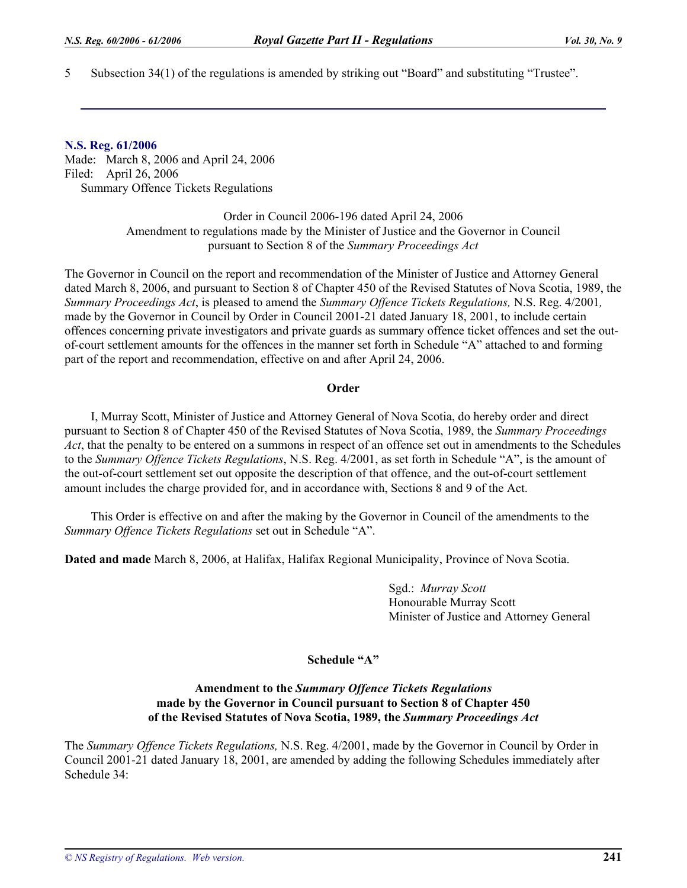5 Subsection 34(1) of the regulations is amended by striking out "Board" and substituting "Trustee".

---

**N.S. Reg. 61/2006**
Made: March 8, 2006 and April 24, 2006
Filed: April 26, 2006
Summary Offence Tickets Regulations

Order in Council 2006-196 dated April 24, 2006
Amendment to regulations made by the Minister of Justice and the Governor in Council pursuant to Section 8 of the *Summary Proceedings Act*

The Governor in Council on the report and recommendation of the Minister of Justice and Attorney General dated March 8, 2006, and pursuant to Section 8 of Chapter 450 of the Revised Statutes of Nova Scotia, 1989, the *Summary Proceedings Act*, is pleased to amend the *Summary Offence Tickets Regulations,* N.S. Reg. 4/2001*,* made by the Governor in Council by Order in Council 2001-21 dated January 18, 2001, to include certain offences concerning private investigators and private guards as summary offence ticket offences and set the out-of-court settlement amounts for the offences in the manner set forth in Schedule "A" attached to and forming part of the report and recommendation, effective on and after April 24, 2006.

**Order**

I, Murray Scott, Minister of Justice and Attorney General of Nova Scotia, do hereby order and direct pursuant to Section 8 of Chapter 450 of the Revised Statutes of Nova Scotia, 1989, the *Summary Proceedings Act*, that the penalty to be entered on a summons in respect of an offence set out in amendments to the Schedules to the *Summary Offence Tickets Regulations*, N.S. Reg. 4/2001, as set forth in Schedule "A", is the amount of the out-of-court settlement set out opposite the description of that offence, and the out-of-court settlement amount includes the charge provided for, and in accordance with, Sections 8 and 9 of the Act.

This Order is effective on and after the making by the Governor in Council of the amendments to the *Summary Offence Tickets Regulations* set out in Schedule "A".

**Dated and made** March 8, 2006, at Halifax, Halifax Regional Municipality, Province of Nova Scotia.

Sgd.: *Murray Scott*
Honourable Murray Scott
Minister of Justice and Attorney General

**Schedule "A"**

**Amendment to the *Summary Offence Tickets Regulations* made by the Governor in Council pursuant to Section 8 of Chapter 450 of the Revised Statutes of Nova Scotia, 1989, the *Summary Proceedings Act***

The *Summary Offence Tickets Regulations,* N.S. Reg. 4/2001, made by the Governor in Council by Order in Council 2001-21 dated January 18, 2001, are amended by adding the following Schedules immediately after Schedule 34: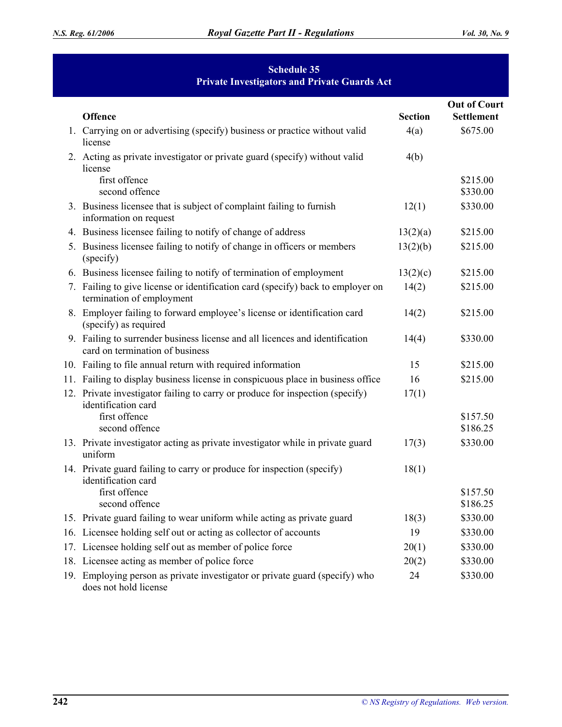## Schedule 35
## Private Investigators and Private Guards Act

| | Offence | Section | Out of Court Settlement |
|---|---|---|---|
| 1. | Carrying on or advertising (specify) business or practice without valid license | 4(a) | $675.00 |
| 2. | Acting as private investigator or private guard (specify) without valid license | 4(b) | |
| | first offence | | $215.00 |
| | second offence | | $330.00 |
| 3. | Business licensee that is subject of complaint failing to furnish information on request | 12(1) | $330.00 |
| 4. | Business licensee failing to notify of change of address | 13(2)(a) | $215.00 |
| 5. | Business licensee failing to notify of change in officers or members (specify) | 13(2)(b) | $215.00 |
| 6. | Business licensee failing to notify of termination of employment | 13(2)(c) | $215.00 |
| 7. | Failing to give license or identification card (specify) back to employer on termination of employment | 14(2) | $215.00 |
| 8. | Employer failing to forward employee's license or identification card (specify) as required | 14(2) | $215.00 |
| 9. | Failing to surrender business license and all licences and identification card on termination of business | 14(4) | $330.00 |
| 10. | Failing to file annual return with required information | 15 | $215.00 |
| 11. | Failing to display business license in conspicuous place in business office | 16 | $215.00 |
| 12. | Private investigator failing to carry or produce for inspection (specify) identification card | 17(1) | |
| | first offence | | $157.50 |
| | second offence | | $186.25 |
| 13. | Private investigator acting as private investigator while in private guard uniform | 17(3) | $330.00 |
| 14. | Private guard failing to carry or produce for inspection (specify) identification card | 18(1) | |
| | first offence | | $157.50 |
| | second offence | | $186.25 |
| 15. | Private guard failing to wear uniform while acting as private guard | 18(3) | $330.00 |
| 16. | Licensee holding self out or acting as collector of accounts | 19 | $330.00 |
| 17. | Licensee holding self out as member of police force | 20(1) | $330.00 |
| 18. | Licensee acting as member of police force | 20(2) | $330.00 |
| 19. | Employing person as private investigator or private guard (specify) who does not hold license | 24 | $330.00 |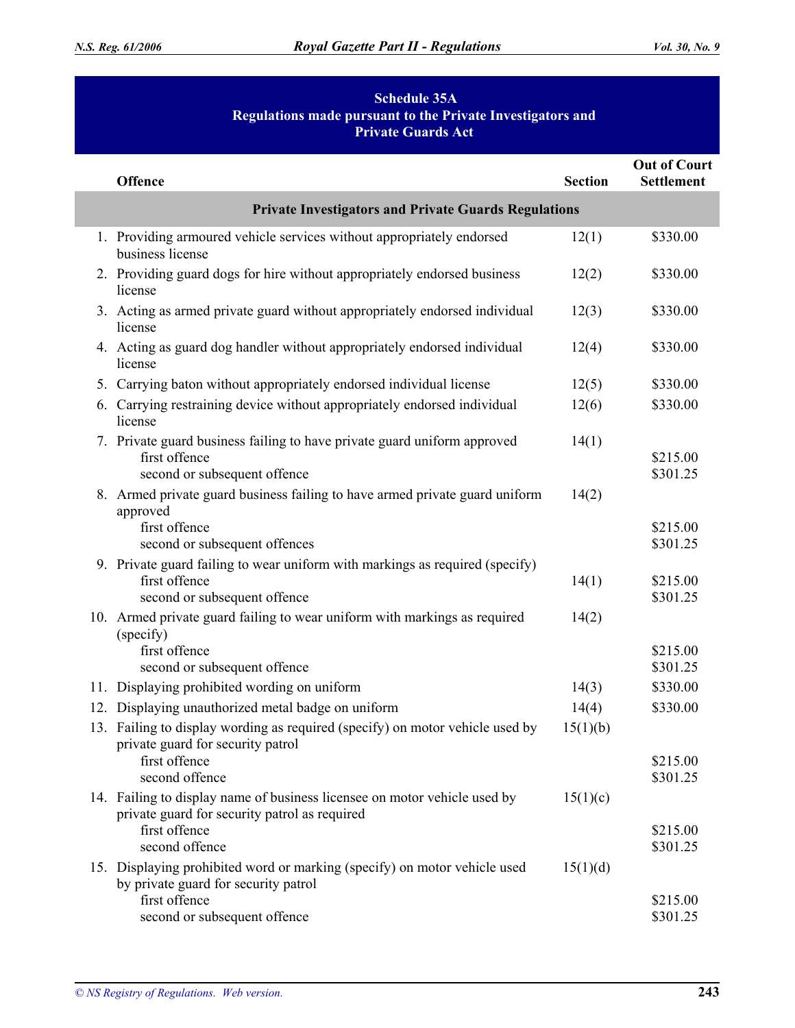## Schedule 35A
## Regulations made pursuant to the Private Investigators and Private Guards Act

| | Offence | Section | Out of Court Settlement |
|---|---|---|---|
| | **Private Investigators and Private Guards Regulations** | | |
| 1. | Providing armoured vehicle services without appropriately endorsed business license | 12(1) | $330.00 |
| 2. | Providing guard dogs for hire without appropriately endorsed business license | 12(2) | $330.00 |
| 3. | Acting as armed private guard without appropriately endorsed individual license | 12(3) | $330.00 |
| 4. | Acting as guard dog handler without appropriately endorsed individual license | 12(4) | $330.00 |
| 5. | Carrying baton without appropriately endorsed individual license | 12(5) | $330.00 |
| 6. | Carrying restraining device without appropriately endorsed individual license | 12(6) | $330.00 |
| 7. | Private guard business failing to have private guard uniform approved | 14(1) | |
| | first offence | | $215.00 |
| | second or subsequent offence | | $301.25 |
| 8. | Armed private guard business failing to have armed private guard uniform approved | 14(2) | |
| | first offence | | $215.00 |
| | second or subsequent offences | | $301.25 |
| 9. | Private guard failing to wear uniform with markings as required (specify) | | |
| | first offence | 14(1) | $215.00 |
| | second or subsequent offence | | $301.25 |
| 10. | Armed private guard failing to wear uniform with markings as required (specify) | 14(2) | |
| | first offence | | $215.00 |
| | second or subsequent offence | | $301.25 |
| 11. | Displaying prohibited wording on uniform | 14(3) | $330.00 |
| 12. | Displaying unauthorized metal badge on uniform | 14(4) | $330.00 |
| 13. | Failing to display wording as required (specify) on motor vehicle used by private guard for security patrol | 15(1)(b) | |
| | first offence | | $215.00 |
| | second offence | | $301.25 |
| 14. | Failing to display name of business licensee on motor vehicle used by private guard for security patrol as required | 15(1)(c) | |
| | first offence | | $215.00 |
| | second offence | | $301.25 |
| 15. | Displaying prohibited word or marking (specify) on motor vehicle used by private guard for security patrol | 15(1)(d) | |
| | first offence | | $215.00 |
| | second or subsequent offence | | $301.25 |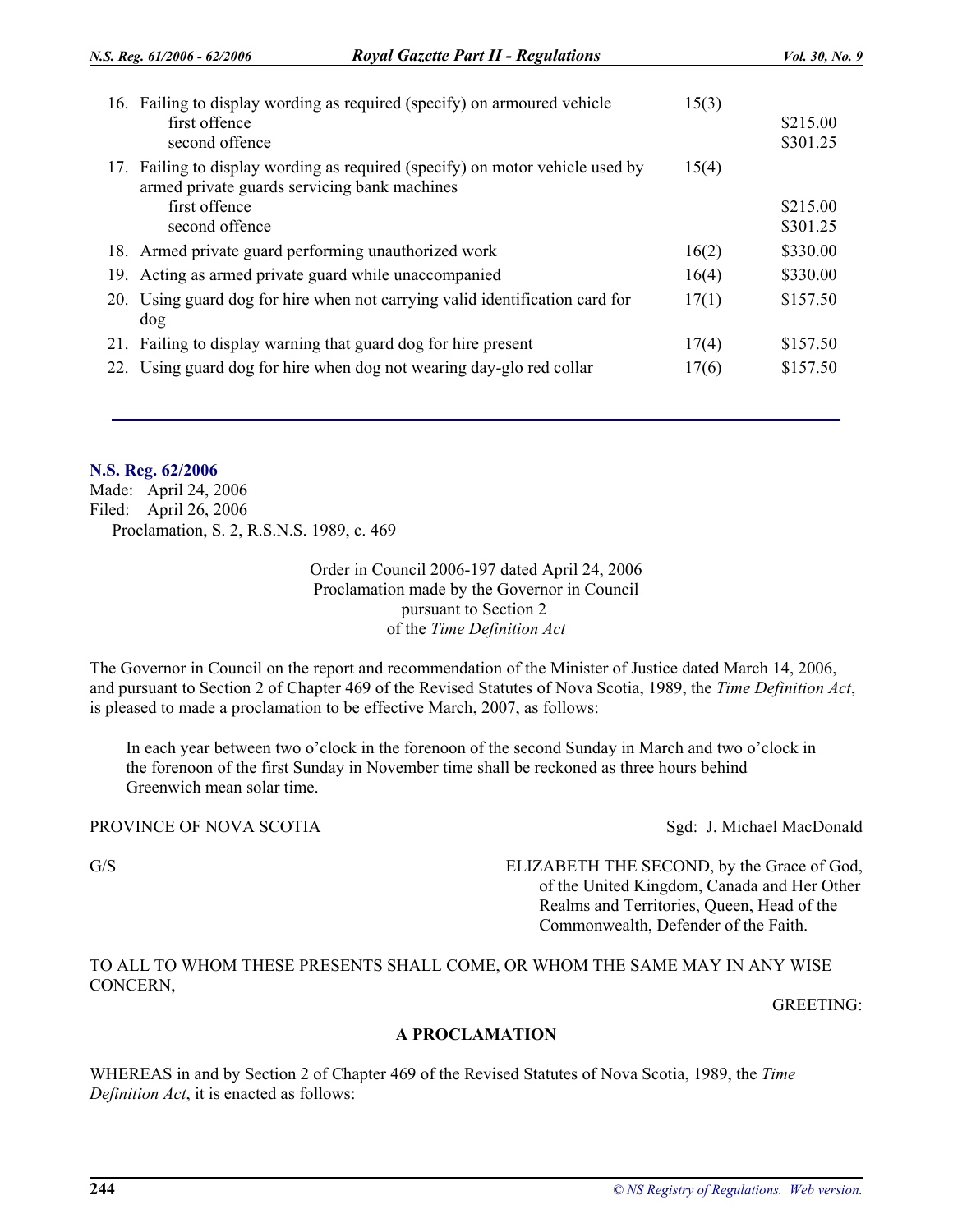| | | |
|---|---|---|
| 16. Failing to display wording as required (specify) on armoured vehicle | 15(3) | |
| first offence | | $215.00 |
| second offence | | $301.25 |
| 17. Failing to display wording as required (specify) on motor vehicle used by armed private guards servicing bank machines | 15(4) | |
| first offence | | $215.00 |
| second offence | | $301.25 |
| 18. Armed private guard performing unauthorized work | 16(2) | $330.00 |
| 19. Acting as armed private guard while unaccompanied | 16(4) | $330.00 |
| 20. Using guard dog for hire when not carrying valid identification card for dog | 17(1) | $157.50 |
| 21. Failing to display warning that guard dog for hire present | 17(4) | $157.50 |
| 22. Using guard dog for hire when dog not wearing day-glo red collar | 17(6) | $157.50 |

---

**N.S. Reg. 62/2006**

Made: April 24, 2006
Filed: April 26, 2006
Proclamation, S. 2, R.S.N.S. 1989, c. 469

Order in Council 2006-197 dated April 24, 2006
Proclamation made by the Governor in Council
pursuant to Section 2
of the *Time Definition Act*

The Governor in Council on the report and recommendation of the Minister of Justice dated March 14, 2006, and pursuant to Section 2 of Chapter 469 of the Revised Statutes of Nova Scotia, 1989, the *Time Definition Act*, is pleased to made a proclamation to be effective March, 2007, as follows:

> In each year between two o'clock in the forenoon of the second Sunday in March and two o'clock in the forenoon of the first Sunday in November time shall be reckoned as three hours behind Greenwich mean solar time.

PROVINCE OF NOVA SCOTIA

Sgd: J. Michael MacDonald

G/S

ELIZABETH THE SECOND, by the Grace of God, of the United Kingdom, Canada and Her Other Realms and Territories, Queen, Head of the Commonwealth, Defender of the Faith.

TO ALL TO WHOM THESE PRESENTS SHALL COME, OR WHOM THE SAME MAY IN ANY WISE CONCERN,

GREETING:

**A PROCLAMATION**

WHEREAS in and by Section 2 of Chapter 469 of the Revised Statutes of Nova Scotia, 1989, the *Time Definition Act*, it is enacted as follows: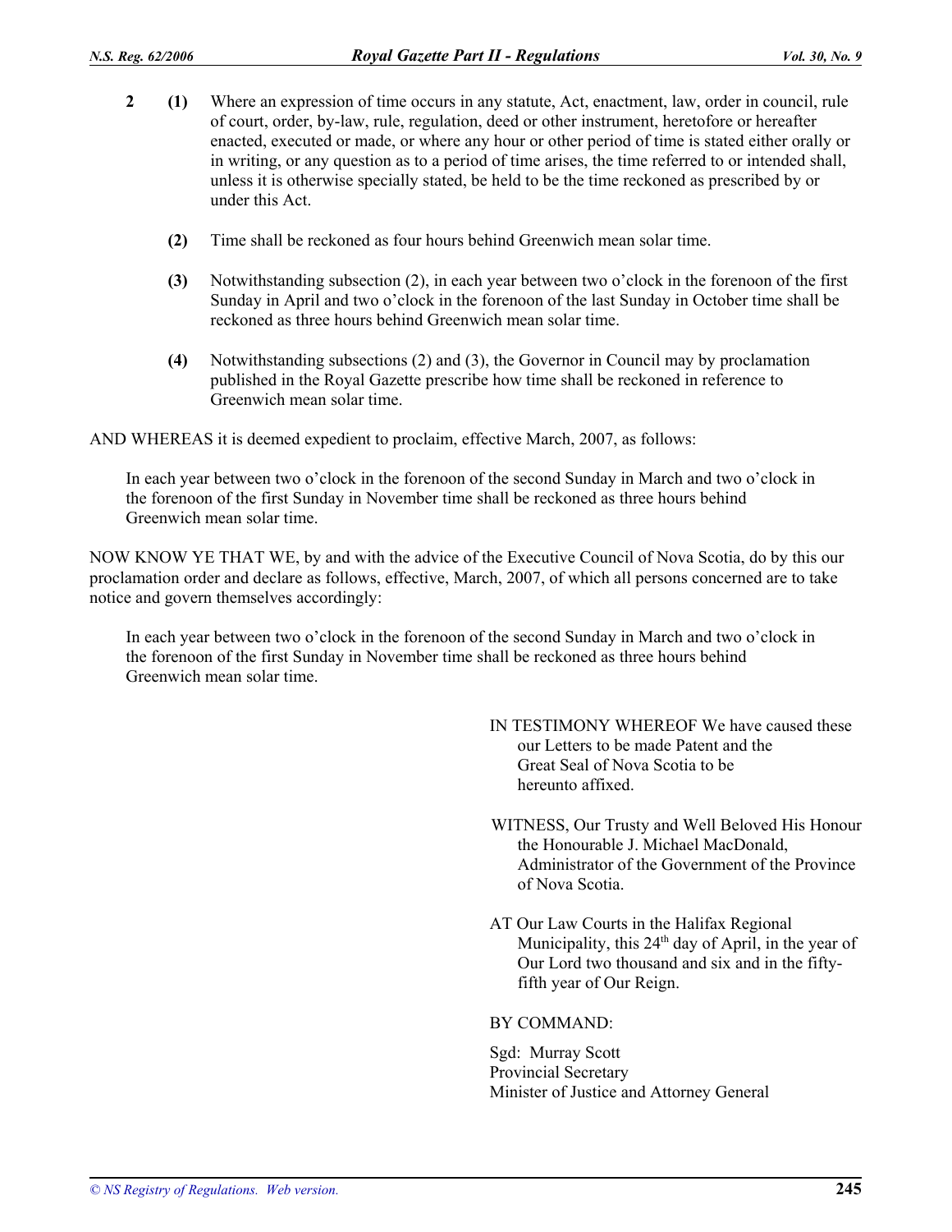**2** **(1)** Where an expression of time occurs in any statute, Act, enactment, law, order in council, rule of court, order, by-law, rule, regulation, deed or other instrument, heretofore or hereafter enacted, executed or made, or where any hour or other period of time is stated either orally or in writing, or any question as to a period of time arises, the time referred to or intended shall, unless it is otherwise specially stated, be held to be the time reckoned as prescribed by or under this Act.

**(2)** Time shall be reckoned as four hours behind Greenwich mean solar time.

**(3)** Notwithstanding subsection (2), in each year between two o'clock in the forenoon of the first Sunday in April and two o'clock in the forenoon of the last Sunday in October time shall be reckoned as three hours behind Greenwich mean solar time.

**(4)** Notwithstanding subsections (2) and (3), the Governor in Council may by proclamation published in the Royal Gazette prescribe how time shall be reckoned in reference to Greenwich mean solar time.

AND WHEREAS it is deemed expedient to proclaim, effective March, 2007, as follows:

> In each year between two o'clock in the forenoon of the second Sunday in March and two o'clock in the forenoon of the first Sunday in November time shall be reckoned as three hours behind Greenwich mean solar time.

NOW KNOW YE THAT WE, by and with the advice of the Executive Council of Nova Scotia, do by this our proclamation order and declare as follows, effective, March, 2007, of which all persons concerned are to take notice and govern themselves accordingly:

> In each year between two o'clock in the forenoon of the second Sunday in March and two o'clock in the forenoon of the first Sunday in November time shall be reckoned as three hours behind Greenwich mean solar time.

IN TESTIMONY WHEREOF We have caused these our Letters to be made Patent and the Great Seal of Nova Scotia to be hereunto affixed.

WITNESS, Our Trusty and Well Beloved His Honour the Honourable J. Michael MacDonald, Administrator of the Government of the Province of Nova Scotia.

AT Our Law Courts in the Halifax Regional Municipality, this 24th day of April, in the year of Our Lord two thousand and six and in the fifty-fifth year of Our Reign.

BY COMMAND:

Sgd: Murray Scott
Provincial Secretary
Minister of Justice and Attorney General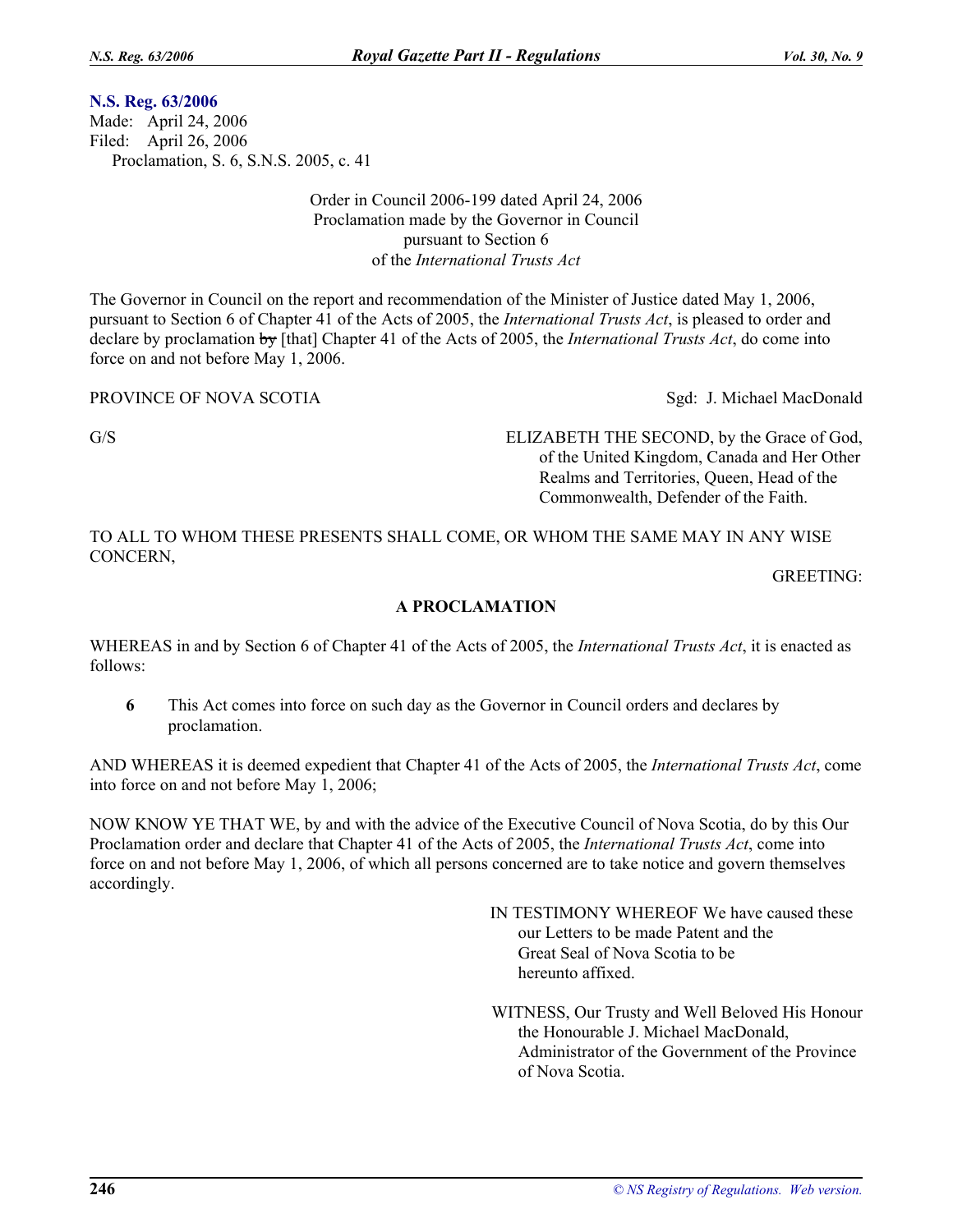**N.S. Reg. 63/2006**
Made: April 24, 2006
Filed: April 26, 2006
Proclamation, S. 6, S.N.S. 2005, c. 41

Order in Council 2006-199 dated April 24, 2006
Proclamation made by the Governor in Council
pursuant to Section 6
of the *International Trusts Act*

The Governor in Council on the report and recommendation of the Minister of Justice dated May 1, 2006, pursuant to Section 6 of Chapter 41 of the Acts of 2005, the *International Trusts Act*, is pleased to order and declare by proclamation ~~by~~ [that] Chapter 41 of the Acts of 2005, the *International Trusts Act*, do come into force on and not before May 1, 2006.

PROVINCE OF NOVA SCOTIA

Sgd: J. Michael MacDonald

G/S

ELIZABETH THE SECOND, by the Grace of God, of the United Kingdom, Canada and Her Other Realms and Territories, Queen, Head of the Commonwealth, Defender of the Faith.

TO ALL TO WHOM THESE PRESENTS SHALL COME, OR WHOM THE SAME MAY IN ANY WISE CONCERN,

GREETING:

**A PROCLAMATION**

WHEREAS in and by Section 6 of Chapter 41 of the Acts of 2005, the *International Trusts Act*, it is enacted as follows:

> **6** This Act comes into force on such day as the Governor in Council orders and declares by proclamation.

AND WHEREAS it is deemed expedient that Chapter 41 of the Acts of 2005, the *International Trusts Act*, come into force on and not before May 1, 2006;

NOW KNOW YE THAT WE, by and with the advice of the Executive Council of Nova Scotia, do by this Our Proclamation order and declare that Chapter 41 of the Acts of 2005, the *International Trusts Act*, come into force on and not before May 1, 2006, of which all persons concerned are to take notice and govern themselves accordingly.

IN TESTIMONY WHEREOF We have caused these our Letters to be made Patent and the Great Seal of Nova Scotia to be hereunto affixed.

WITNESS, Our Trusty and Well Beloved His Honour the Honourable J. Michael MacDonald, Administrator of the Government of the Province of Nova Scotia.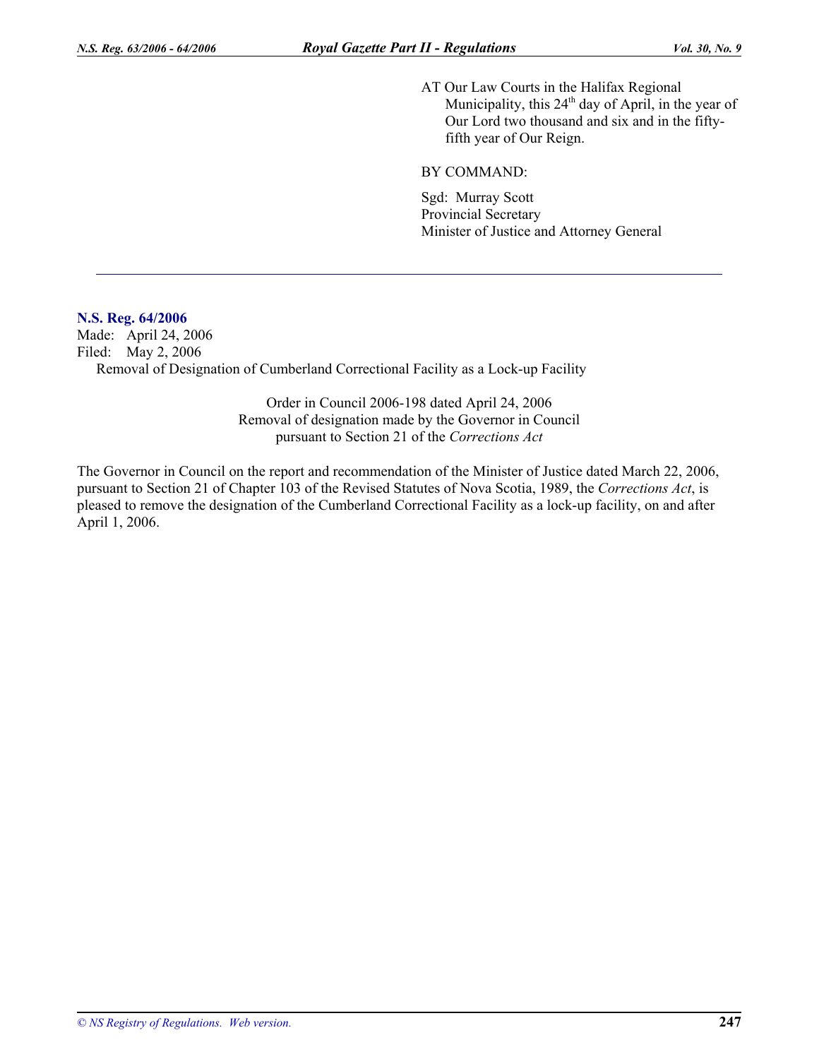AT Our Law Courts in the Halifax Regional Municipality, this 24th day of April, in the year of Our Lord two thousand and six and in the fifty-fifth year of Our Reign.

BY COMMAND:

Sgd: Murray Scott
Provincial Secretary
Minister of Justice and Attorney General

---

**N.S. Reg. 64/2006**

Made: April 24, 2006
Filed: May 2, 2006
Removal of Designation of Cumberland Correctional Facility as a Lock-up Facility

Order in Council 2006-198 dated April 24, 2006
Removal of designation made by the Governor in Council
pursuant to Section 21 of the *Corrections Act*

The Governor in Council on the report and recommendation of the Minister of Justice dated March 22, 2006, pursuant to Section 21 of Chapter 103 of the Revised Statutes of Nova Scotia, 1989, the *Corrections Act*, is pleased to remove the designation of the Cumberland Correctional Facility as a lock-up facility, on and after April 1, 2006.